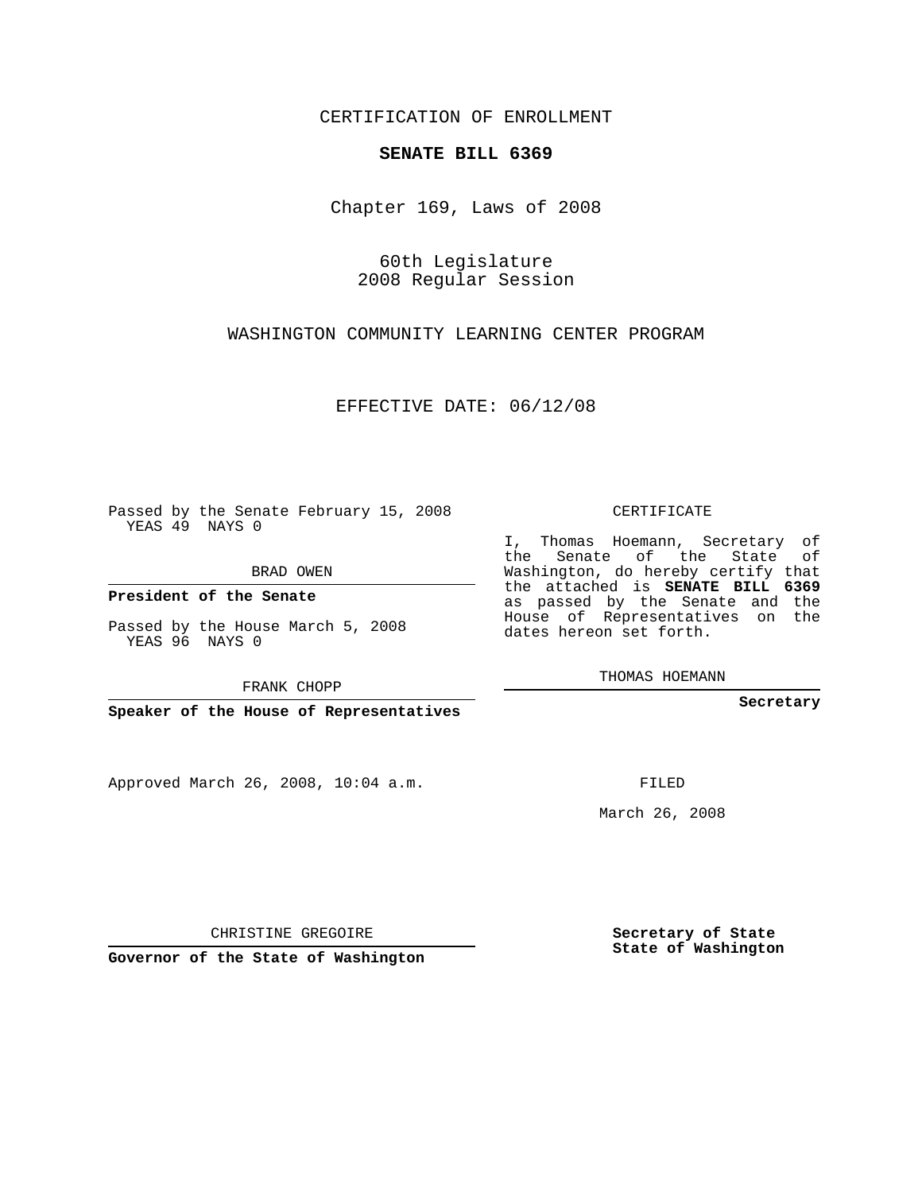CERTIFICATION OF ENROLLMENT

**SENATE BILL 6369**

Chapter 169, Laws of 2008

60th Legislature
2008 Regular Session

WASHINGTON COMMUNITY LEARNING CENTER PROGRAM

EFFECTIVE DATE: 06/12/08

Passed by the Senate February 15, 2008
YEAS 49 NAYS 0

BRAD OWEN

**President of the Senate**

Passed by the House March 5, 2008
YEAS 96 NAYS 0

FRANK CHOPP

**Speaker of the House of Representatives**

CERTIFICATE

I, Thomas Hoemann, Secretary of the Senate of the State of Washington, do hereby certify that the attached is **SENATE BILL 6369** as passed by the Senate and the House of Representatives on the dates hereon set forth.

THOMAS HOEMANN

**Secretary**

Approved March 26, 2008, 10:04 a.m.

FILED

March 26, 2008

CHRISTINE GREGOIRE

**Governor of the State of Washington**

**Secretary of State**
**State of Washington**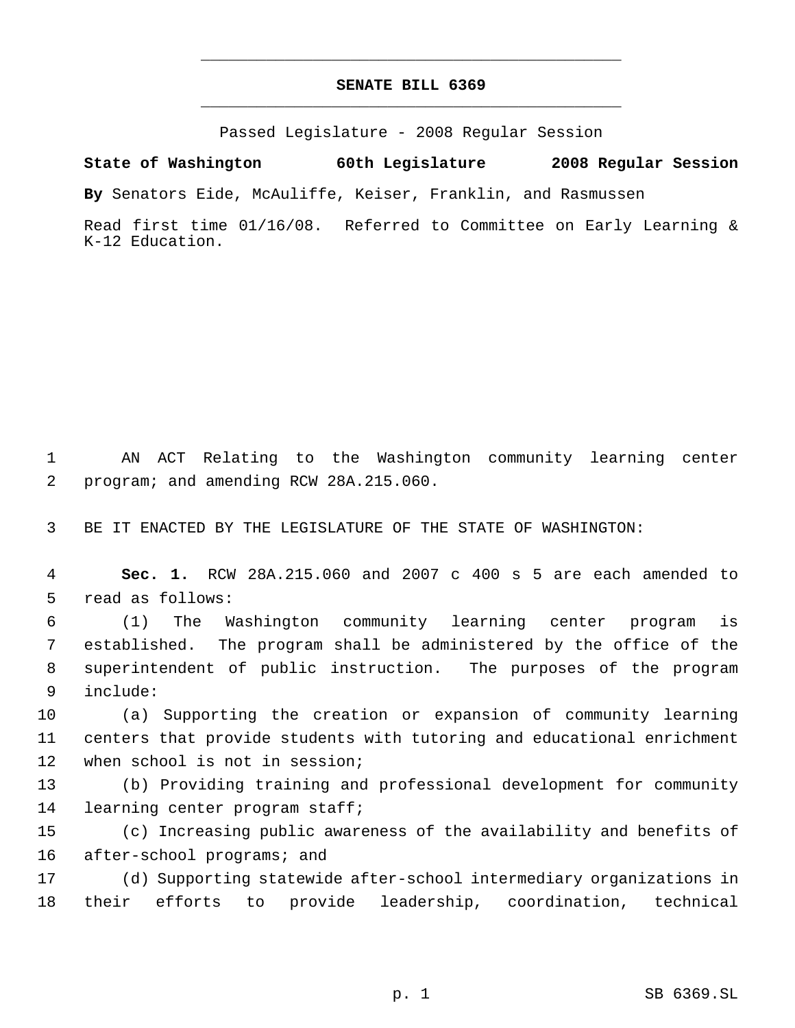# SENATE BILL 6369

Passed Legislature - 2008 Regular Session

**State of Washington 60th Legislature 2008 Regular Session**

**By** Senators Eide, McAuliffe, Keiser, Franklin, and Rasmussen

Read first time 01/16/08. Referred to Committee on Early Learning & K-12 Education.

AN ACT Relating to the Washington community learning center program; and amending RCW 28A.215.060.

BE IT ENACTED BY THE LEGISLATURE OF THE STATE OF WASHINGTON:

**Sec. 1.** RCW 28A.215.060 and 2007 c 400 s 5 are each amended to read as follows:

(1) The Washington community learning center program is established. The program shall be administered by the office of the superintendent of public instruction. The purposes of the program include:

(a) Supporting the creation or expansion of community learning centers that provide students with tutoring and educational enrichment when school is not in session;

(b) Providing training and professional development for community learning center program staff;

(c) Increasing public awareness of the availability and benefits of after-school programs; and

(d) Supporting statewide after-school intermediary organizations in their efforts to provide leadership, coordination, technical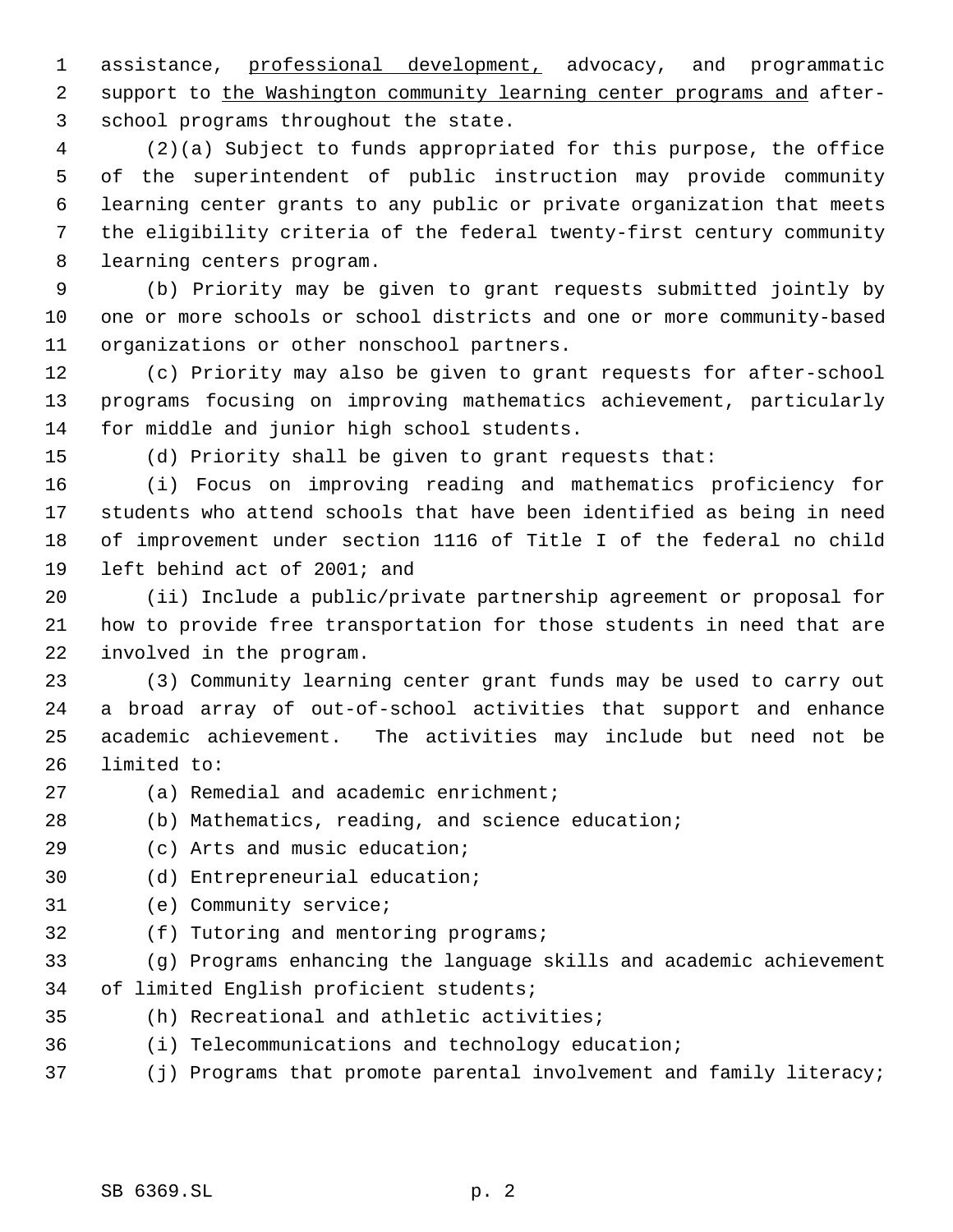assistance, <u>professional development,</u> advocacy, and programmatic support to <u>the Washington community learning center programs and</u> after-school programs throughout the state.

(2)(a) Subject to funds appropriated for this purpose, the office of the superintendent of public instruction may provide community learning center grants to any public or private organization that meets the eligibility criteria of the federal twenty-first century community learning centers program.

(b) Priority may be given to grant requests submitted jointly by one or more schools or school districts and one or more community-based organizations or other nonschool partners.

(c) Priority may also be given to grant requests for after-school programs focusing on improving mathematics achievement, particularly for middle and junior high school students.

(d) Priority shall be given to grant requests that:

(i) Focus on improving reading and mathematics proficiency for students who attend schools that have been identified as being in need of improvement under section 1116 of Title I of the federal no child left behind act of 2001; and

(ii) Include a public/private partnership agreement or proposal for how to provide free transportation for those students in need that are involved in the program.

(3) Community learning center grant funds may be used to carry out a broad array of out-of-school activities that support and enhance academic achievement. The activities may include but need not be limited to:

(a) Remedial and academic enrichment;

(b) Mathematics, reading, and science education;

(c) Arts and music education;

(d) Entrepreneurial education;

(e) Community service;

(f) Tutoring and mentoring programs;

(g) Programs enhancing the language skills and academic achievement of limited English proficient students;

(h) Recreational and athletic activities;

(i) Telecommunications and technology education;

(j) Programs that promote parental involvement and family literacy;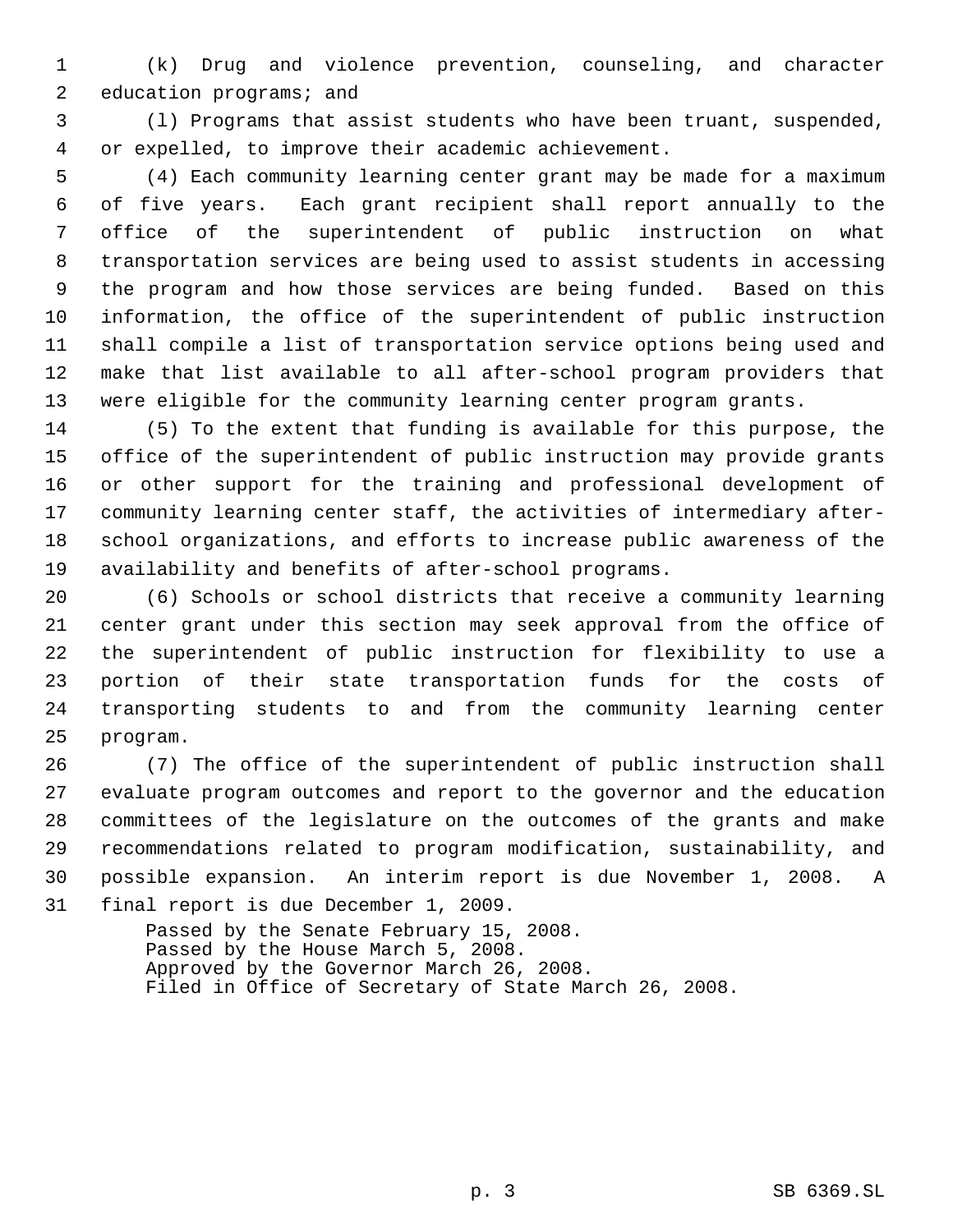(k) Drug and violence prevention, counseling, and character education programs; and

(l) Programs that assist students who have been truant, suspended, or expelled, to improve their academic achievement.

(4) Each community learning center grant may be made for a maximum of five years. Each grant recipient shall report annually to the office of the superintendent of public instruction on what transportation services are being used to assist students in accessing the program and how those services are being funded. Based on this information, the office of the superintendent of public instruction shall compile a list of transportation service options being used and make that list available to all after-school program providers that were eligible for the community learning center program grants.

(5) To the extent that funding is available for this purpose, the office of the superintendent of public instruction may provide grants or other support for the training and professional development of community learning center staff, the activities of intermediary after-school organizations, and efforts to increase public awareness of the availability and benefits of after-school programs.

(6) Schools or school districts that receive a community learning center grant under this section may seek approval from the office of the superintendent of public instruction for flexibility to use a portion of their state transportation funds for the costs of transporting students to and from the community learning center program.

(7) The office of the superintendent of public instruction shall evaluate program outcomes and report to the governor and the education committees of the legislature on the outcomes of the grants and make recommendations related to program modification, sustainability, and possible expansion. An interim report is due November 1, 2008. A final report is due December 1, 2009.

Passed by the Senate February 15, 2008.
Passed by the House March 5, 2008.
Approved by the Governor March 26, 2008.
Filed in Office of Secretary of State March 26, 2008.